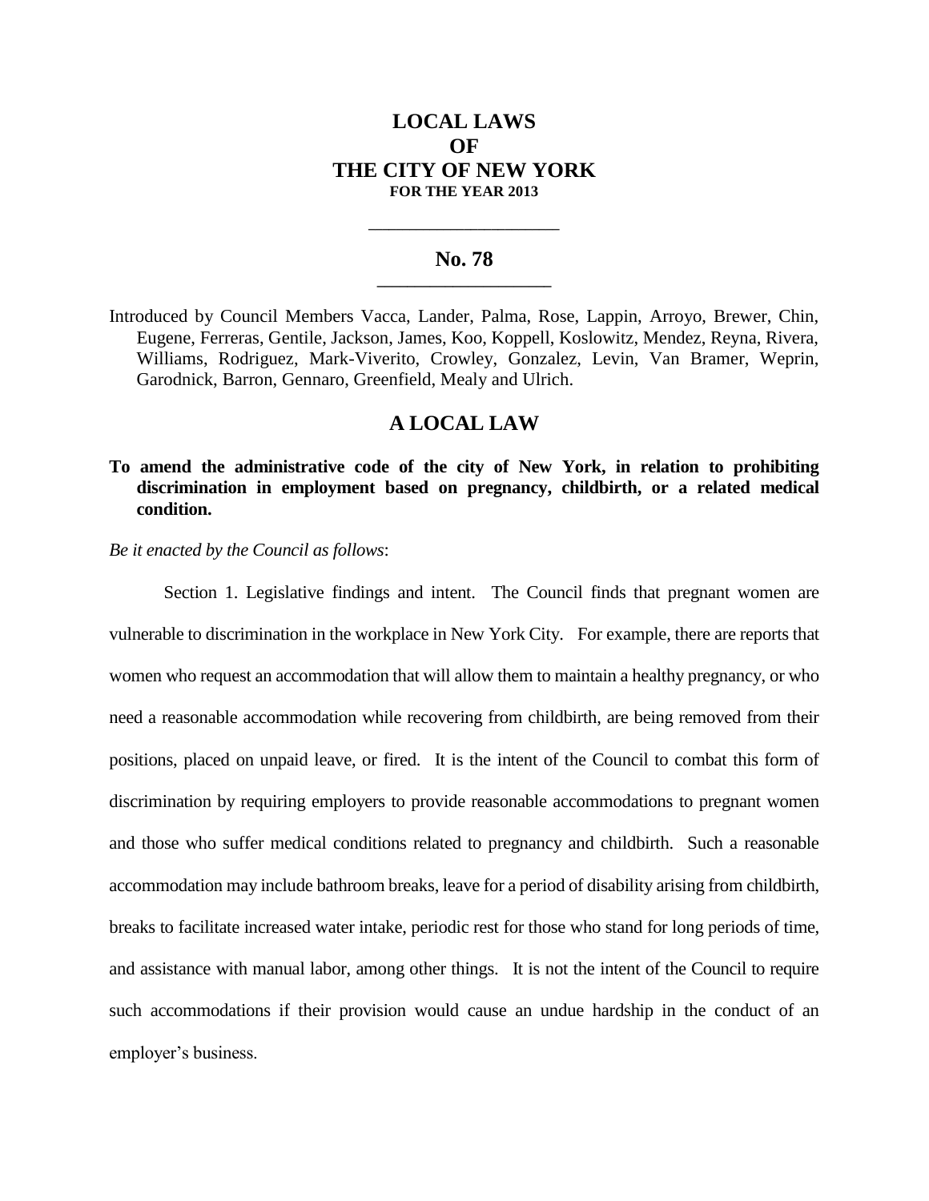# LOCAL LAWS
# OF
# THE CITY OF NEW YORK
**FOR THE YEAR 2013**

---

## No. 78

---

Introduced by Council Members Vacca, Lander, Palma, Rose, Lappin, Arroyo, Brewer, Chin, Eugene, Ferreras, Gentile, Jackson, James, Koo, Koppell, Koslowitz, Mendez, Reyna, Rivera, Williams, Rodriguez, Mark-Viverito, Crowley, Gonzalez, Levin, Van Bramer, Weprin, Garodnick, Barron, Gennaro, Greenfield, Mealy and Ulrich.

## A LOCAL LAW

**To amend the administrative code of the city of New York, in relation to prohibiting discrimination in employment based on pregnancy, childbirth, or a related medical condition.**

*Be it enacted by the Council as follows*:

Section 1. Legislative findings and intent. The Council finds that pregnant women are vulnerable to discrimination in the workplace in New York City. For example, there are reports that women who request an accommodation that will allow them to maintain a healthy pregnancy, or who need a reasonable accommodation while recovering from childbirth, are being removed from their positions, placed on unpaid leave, or fired. It is the intent of the Council to combat this form of discrimination by requiring employers to provide reasonable accommodations to pregnant women and those who suffer medical conditions related to pregnancy and childbirth. Such a reasonable accommodation may include bathroom breaks, leave for a period of disability arising from childbirth, breaks to facilitate increased water intake, periodic rest for those who stand for long periods of time, and assistance with manual labor, among other things. It is not the intent of the Council to require such accommodations if their provision would cause an undue hardship in the conduct of an employer's business.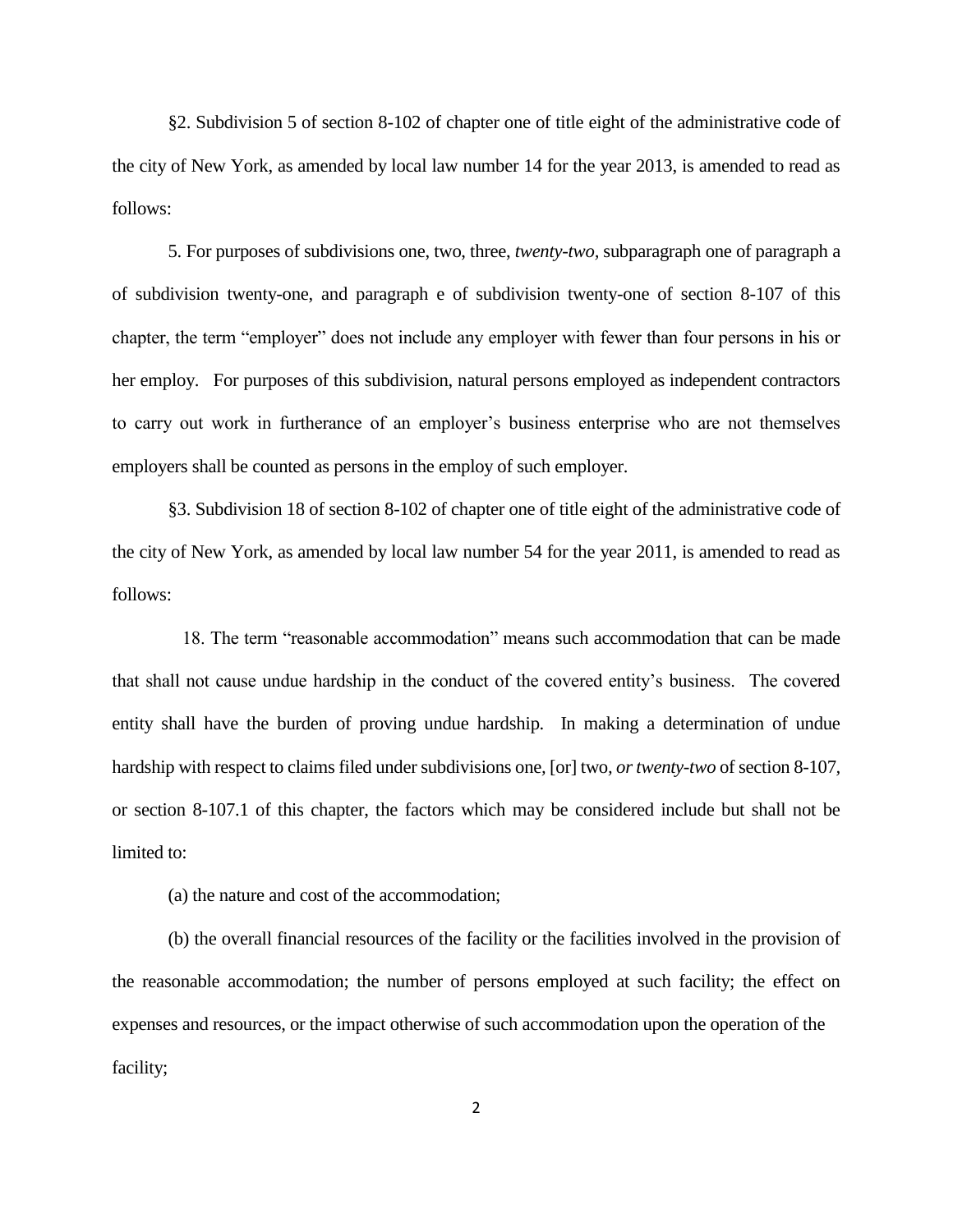§2. Subdivision 5 of section 8-102 of chapter one of title eight of the administrative code of the city of New York, as amended by local law number 14 for the year 2013, is amended to read as follows:

5. For purposes of subdivisions one, two, three, *twenty-two,* subparagraph one of paragraph a of subdivision twenty-one, and paragraph e of subdivision twenty-one of section 8-107 of this chapter, the term "employer" does not include any employer with fewer than four persons in his or her employ. For purposes of this subdivision, natural persons employed as independent contractors to carry out work in furtherance of an employer's business enterprise who are not themselves employers shall be counted as persons in the employ of such employer.

§3. Subdivision 18 of section 8-102 of chapter one of title eight of the administrative code of the city of New York, as amended by local law number 54 for the year 2011, is amended to read as follows:

18. The term "reasonable accommodation" means such accommodation that can be made that shall not cause undue hardship in the conduct of the covered entity's business. The covered entity shall have the burden of proving undue hardship. In making a determination of undue hardship with respect to claims filed under subdivisions one, [or] two, *or twenty-two* of section 8-107, or section 8-107.1 of this chapter, the factors which may be considered include but shall not be limited to:

(a) the nature and cost of the accommodation;

(b) the overall financial resources of the facility or the facilities involved in the provision of the reasonable accommodation; the number of persons employed at such facility; the effect on expenses and resources, or the impact otherwise of such accommodation upon the operation of the facility;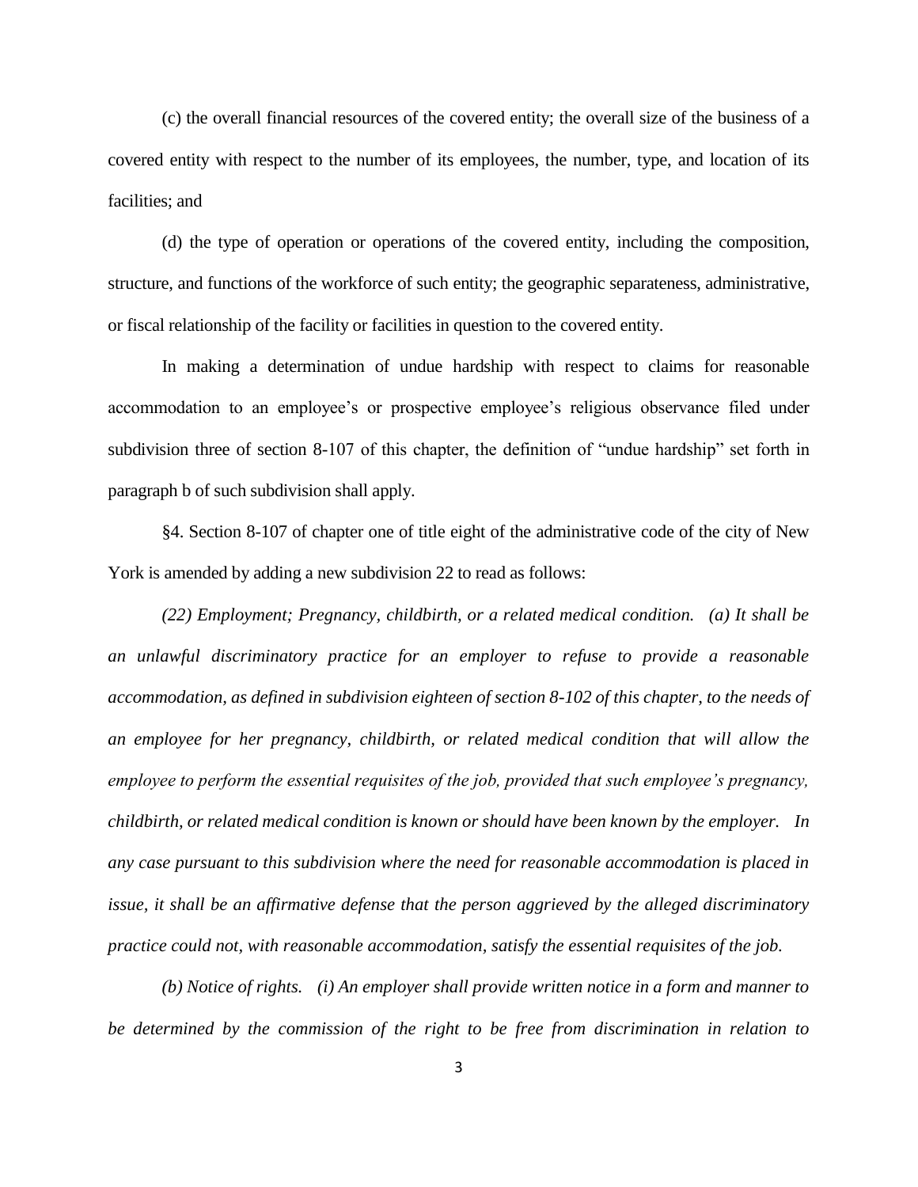(c) the overall financial resources of the covered entity; the overall size of the business of a covered entity with respect to the number of its employees, the number, type, and location of its facilities; and

(d) the type of operation or operations of the covered entity, including the composition, structure, and functions of the workforce of such entity; the geographic separateness, administrative, or fiscal relationship of the facility or facilities in question to the covered entity.

In making a determination of undue hardship with respect to claims for reasonable accommodation to an employee's or prospective employee's religious observance filed under subdivision three of section 8-107 of this chapter, the definition of "undue hardship" set forth in paragraph b of such subdivision shall apply.

§4. Section 8-107 of chapter one of title eight of the administrative code of the city of New York is amended by adding a new subdivision 22 to read as follows:

*(22) Employment; Pregnancy, childbirth, or a related medical condition. (a) It shall be an unlawful discriminatory practice for an employer to refuse to provide a reasonable accommodation, as defined in subdivision eighteen of section 8-102 of this chapter, to the needs of an employee for her pregnancy, childbirth, or related medical condition that will allow the employee to perform the essential requisites of the job, provided that such employee's pregnancy, childbirth, or related medical condition is known or should have been known by the employer. In any case pursuant to this subdivision where the need for reasonable accommodation is placed in issue, it shall be an affirmative defense that the person aggrieved by the alleged discriminatory practice could not, with reasonable accommodation, satisfy the essential requisites of the job.*

*(b) Notice of rights. (i) An employer shall provide written notice in a form and manner to be determined by the commission of the right to be free from discrimination in relation to*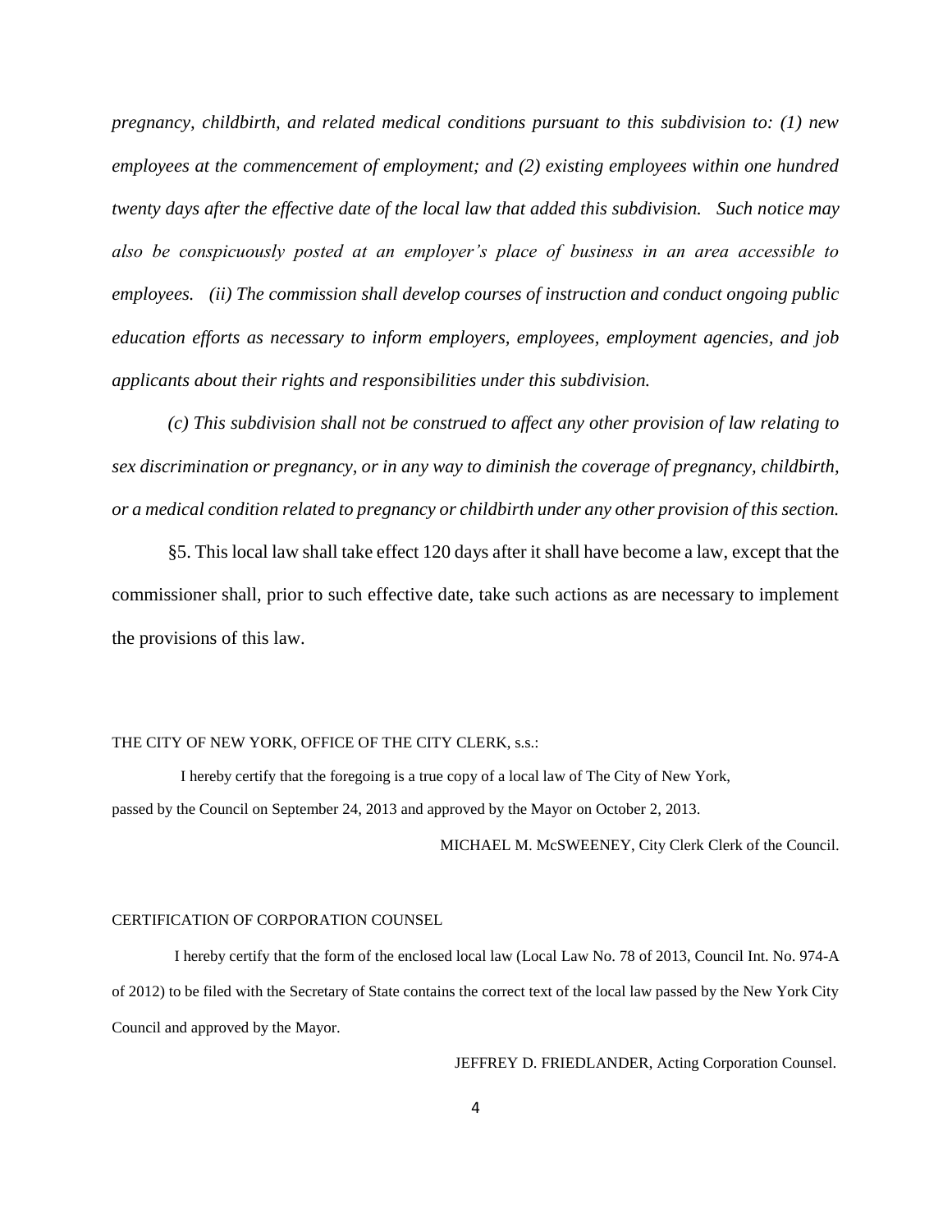*pregnancy, childbirth, and related medical conditions pursuant to this subdivision to: (1) new employees at the commencement of employment; and (2) existing employees within one hundred twenty days after the effective date of the local law that added this subdivision. Such notice may also be conspicuously posted at an employer's place of business in an area accessible to employees. (ii) The commission shall develop courses of instruction and conduct ongoing public education efforts as necessary to inform employers, employees, employment agencies, and job applicants about their rights and responsibilities under this subdivision.*

*(c) This subdivision shall not be construed to affect any other provision of law relating to sex discrimination or pregnancy, or in any way to diminish the coverage of pregnancy, childbirth, or a medical condition related to pregnancy or childbirth under any other provision of this section.*

§5. This local law shall take effect 120 days after it shall have become a law, except that the commissioner shall, prior to such effective date, take such actions as are necessary to implement the provisions of this law.

THE CITY OF NEW YORK, OFFICE OF THE CITY CLERK, s.s.:

I hereby certify that the foregoing is a true copy of a local law of The City of New York, passed by the Council on September 24, 2013 and approved by the Mayor on October 2, 2013.

MICHAEL M. McSWEENEY, City Clerk Clerk of the Council.

CERTIFICATION OF CORPORATION COUNSEL

I hereby certify that the form of the enclosed local law (Local Law No. 78 of 2013, Council Int. No. 974-A of 2012) to be filed with the Secretary of State contains the correct text of the local law passed by the New York City Council and approved by the Mayor.

JEFFREY D. FRIEDLANDER, Acting Corporation Counsel.